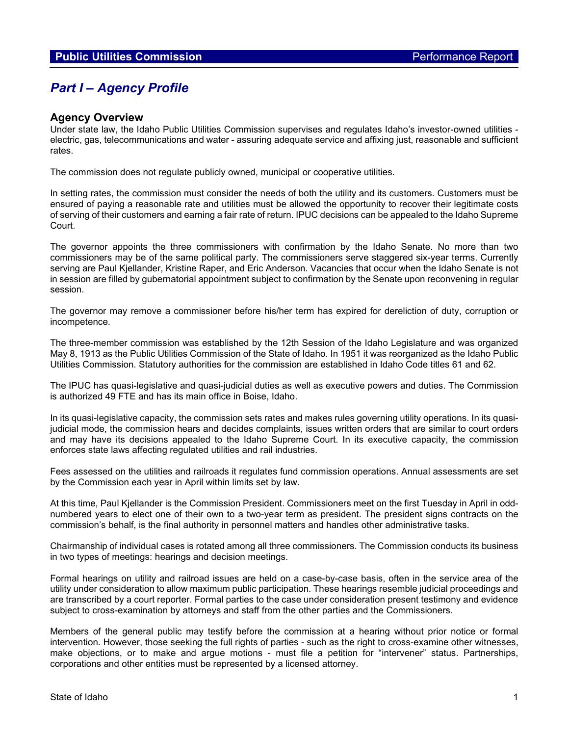## *Part I – Agency Profile*

### Agency Overview

Under state law, the Idaho Public Utilities Commission supervises and regulates Idaho's investor-owned utilities - electric, gas, telecommunications and water - assuring adequate service and affixing just, reasonable and sufficient rates.

The commission does not regulate publicly owned, municipal or cooperative utilities.

In setting rates, the commission must consider the needs of both the utility and its customers. Customers must be ensured of paying a reasonable rate and utilities must be allowed the opportunity to recover their legitimate costs of serving of their customers and earning a fair rate of return. IPUC decisions can be appealed to the Idaho Supreme Court.

The governor appoints the three commissioners with confirmation by the Idaho Senate. No more than two commissioners may be of the same political party. The commissioners serve staggered six-year terms. Currently serving are Paul Kjellander, Kristine Raper, and Eric Anderson. Vacancies that occur when the Idaho Senate is not in session are filled by gubernatorial appointment subject to confirmation by the Senate upon reconvening in regular session.

The governor may remove a commissioner before his/her term has expired for dereliction of duty, corruption or incompetence.

The three-member commission was established by the 12th Session of the Idaho Legislature and was organized May 8, 1913 as the Public Utilities Commission of the State of Idaho. In 1951 it was reorganized as the Idaho Public Utilities Commission. Statutory authorities for the commission are established in Idaho Code titles 61 and 62.

The IPUC has quasi-legislative and quasi-judicial duties as well as executive powers and duties. The Commission is authorized 49 FTE and has its main office in Boise, Idaho.

In its quasi-legislative capacity, the commission sets rates and makes rules governing utility operations. In its quasi-judicial mode, the commission hears and decides complaints, issues written orders that are similar to court orders and may have its decisions appealed to the Idaho Supreme Court. In its executive capacity, the commission enforces state laws affecting regulated utilities and rail industries.

Fees assessed on the utilities and railroads it regulates fund commission operations. Annual assessments are set by the Commission each year in April within limits set by law.

At this time, Paul Kjellander is the Commission President. Commissioners meet on the first Tuesday in April in odd-numbered years to elect one of their own to a two-year term as president. The president signs contracts on the commission's behalf, is the final authority in personnel matters and handles other administrative tasks.

Chairmanship of individual cases is rotated among all three commissioners. The Commission conducts its business in two types of meetings: hearings and decision meetings.

Formal hearings on utility and railroad issues are held on a case-by-case basis, often in the service area of the utility under consideration to allow maximum public participation. These hearings resemble judicial proceedings and are transcribed by a court reporter. Formal parties to the case under consideration present testimony and evidence subject to cross-examination by attorneys and staff from the other parties and the Commissioners.

Members of the general public may testify before the commission at a hearing without prior notice or formal intervention. However, those seeking the full rights of parties - such as the right to cross-examine other witnesses, make objections, or to make and argue motions - must file a petition for "intervener" status. Partnerships, corporations and other entities must be represented by a licensed attorney.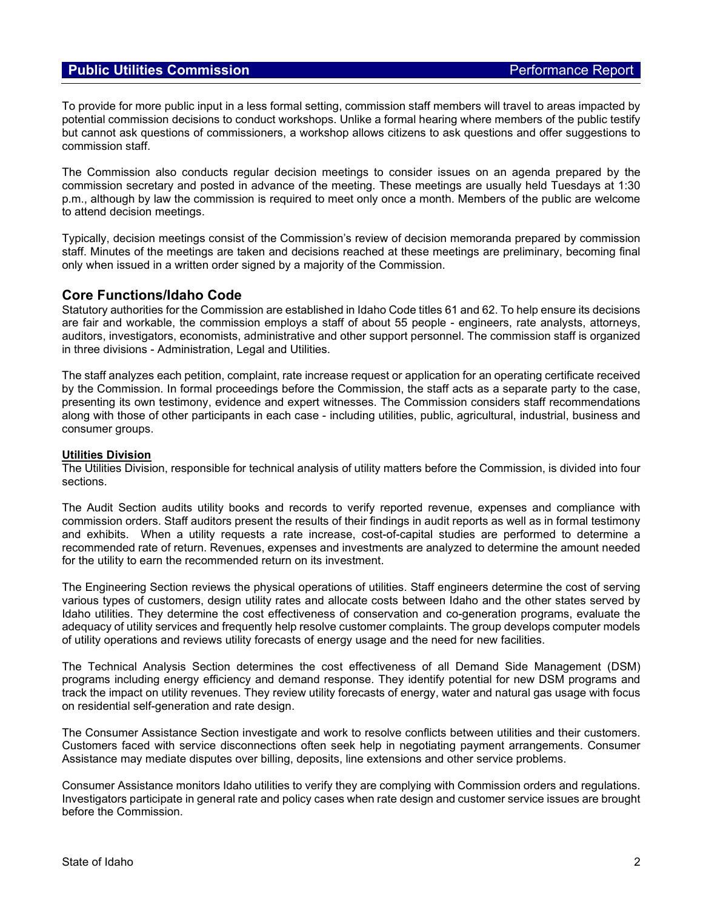To provide for more public input in a less formal setting, commission staff members will travel to areas impacted by potential commission decisions to conduct workshops. Unlike a formal hearing where members of the public testify but cannot ask questions of commissioners, a workshop allows citizens to ask questions and offer suggestions to commission staff.

The Commission also conducts regular decision meetings to consider issues on an agenda prepared by the commission secretary and posted in advance of the meeting. These meetings are usually held Tuesdays at 1:30 p.m., although by law the commission is required to meet only once a month. Members of the public are welcome to attend decision meetings.

Typically, decision meetings consist of the Commission's review of decision memoranda prepared by commission staff. Minutes of the meetings are taken and decisions reached at these meetings are preliminary, becoming final only when issued in a written order signed by a majority of the Commission.

## Core Functions/Idaho Code

Statutory authorities for the Commission are established in Idaho Code titles 61 and 62. To help ensure its decisions are fair and workable, the commission employs a staff of about 55 people - engineers, rate analysts, attorneys, auditors, investigators, economists, administrative and other support personnel. The commission staff is organized in three divisions - Administration, Legal and Utilities.

The staff analyzes each petition, complaint, rate increase request or application for an operating certificate received by the Commission. In formal proceedings before the Commission, the staff acts as a separate party to the case, presenting its own testimony, evidence and expert witnesses. The Commission considers staff recommendations along with those of other participants in each case - including utilities, public, agricultural, industrial, business and consumer groups.

### Utilities Division

The Utilities Division, responsible for technical analysis of utility matters before the Commission, is divided into four sections.

The Audit Section audits utility books and records to verify reported revenue, expenses and compliance with commission orders. Staff auditors present the results of their findings in audit reports as well as in formal testimony and exhibits. When a utility requests a rate increase, cost-of-capital studies are performed to determine a recommended rate of return. Revenues, expenses and investments are analyzed to determine the amount needed for the utility to earn the recommended return on its investment.

The Engineering Section reviews the physical operations of utilities. Staff engineers determine the cost of serving various types of customers, design utility rates and allocate costs between Idaho and the other states served by Idaho utilities. They determine the cost effectiveness of conservation and co-generation programs, evaluate the adequacy of utility services and frequently help resolve customer complaints. The group develops computer models of utility operations and reviews utility forecasts of energy usage and the need for new facilities.

The Technical Analysis Section determines the cost effectiveness of all Demand Side Management (DSM) programs including energy efficiency and demand response. They identify potential for new DSM programs and track the impact on utility revenues. They review utility forecasts of energy, water and natural gas usage with focus on residential self-generation and rate design.

The Consumer Assistance Section investigate and work to resolve conflicts between utilities and their customers. Customers faced with service disconnections often seek help in negotiating payment arrangements. Consumer Assistance may mediate disputes over billing, deposits, line extensions and other service problems.

Consumer Assistance monitors Idaho utilities to verify they are complying with Commission orders and regulations. Investigators participate in general rate and policy cases when rate design and customer service issues are brought before the Commission.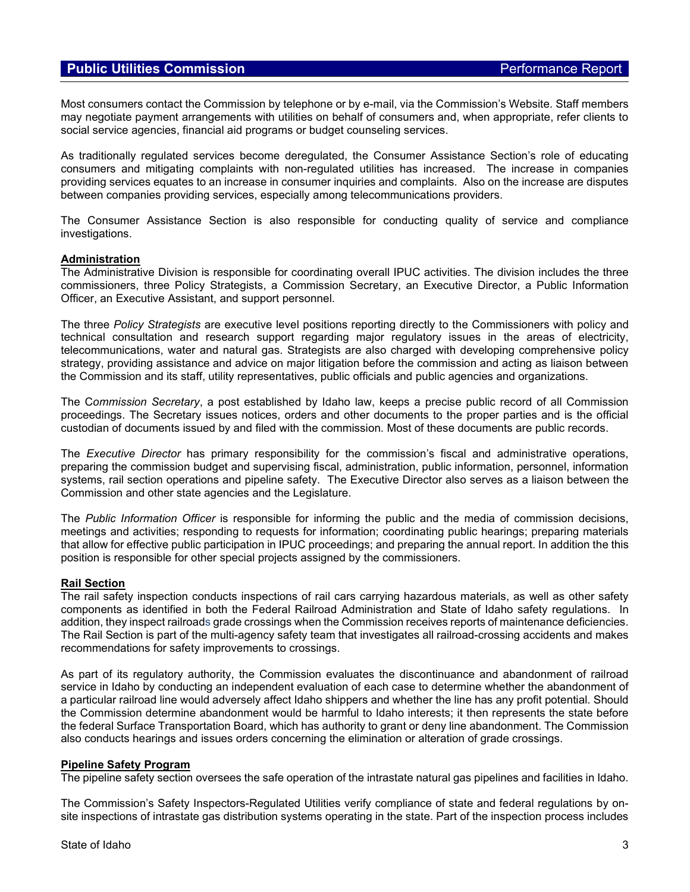Most consumers contact the Commission by telephone or by e-mail, via the Commission's Website. Staff members may negotiate payment arrangements with utilities on behalf of consumers and, when appropriate, refer clients to social service agencies, financial aid programs or budget counseling services.

As traditionally regulated services become deregulated, the Consumer Assistance Section's role of educating consumers and mitigating complaints with non-regulated utilities has increased. The increase in companies providing services equates to an increase in consumer inquiries and complaints. Also on the increase are disputes between companies providing services, especially among telecommunications providers.

The Consumer Assistance Section is also responsible for conducting quality of service and compliance investigations.

**Administration**

The Administrative Division is responsible for coordinating overall IPUC activities. The division includes the three commissioners, three Policy Strategists, a Commission Secretary, an Executive Director, a Public Information Officer, an Executive Assistant, and support personnel.

The three *Policy Strategists* are executive level positions reporting directly to the Commissioners with policy and technical consultation and research support regarding major regulatory issues in the areas of electricity, telecommunications, water and natural gas. Strategists are also charged with developing comprehensive policy strategy, providing assistance and advice on major litigation before the commission and acting as liaison between the Commission and its staff, utility representatives, public officials and public agencies and organizations.

The C*ommission Secretary*, a post established by Idaho law, keeps a precise public record of all Commission proceedings. The Secretary issues notices, orders and other documents to the proper parties and is the official custodian of documents issued by and filed with the commission. Most of these documents are public records.

The *Executive Director* has primary responsibility for the commission's fiscal and administrative operations, preparing the commission budget and supervising fiscal, administration, public information, personnel, information systems, rail section operations and pipeline safety. The Executive Director also serves as a liaison between the Commission and other state agencies and the Legislature.

The *Public Information Officer* is responsible for informing the public and the media of commission decisions, meetings and activities; responding to requests for information; coordinating public hearings; preparing materials that allow for effective public participation in IPUC proceedings; and preparing the annual report. In addition the this position is responsible for other special projects assigned by the commissioners.

**Rail Section**

The rail safety inspection conducts inspections of rail cars carrying hazardous materials, as well as other safety components as identified in both the Federal Railroad Administration and State of Idaho safety regulations. In addition, they inspect railroads grade crossings when the Commission receives reports of maintenance deficiencies. The Rail Section is part of the multi-agency safety team that investigates all railroad-crossing accidents and makes recommendations for safety improvements to crossings.

As part of its regulatory authority, the Commission evaluates the discontinuance and abandonment of railroad service in Idaho by conducting an independent evaluation of each case to determine whether the abandonment of a particular railroad line would adversely affect Idaho shippers and whether the line has any profit potential. Should the Commission determine abandonment would be harmful to Idaho interests; it then represents the state before the federal Surface Transportation Board, which has authority to grant or deny line abandonment. The Commission also conducts hearings and issues orders concerning the elimination or alteration of grade crossings.

**Pipeline Safety Program**

The pipeline safety section oversees the safe operation of the intrastate natural gas pipelines and facilities in Idaho.

The Commission's Safety Inspectors-Regulated Utilities verify compliance of state and federal regulations by on-site inspections of intrastate gas distribution systems operating in the state. Part of the inspection process includes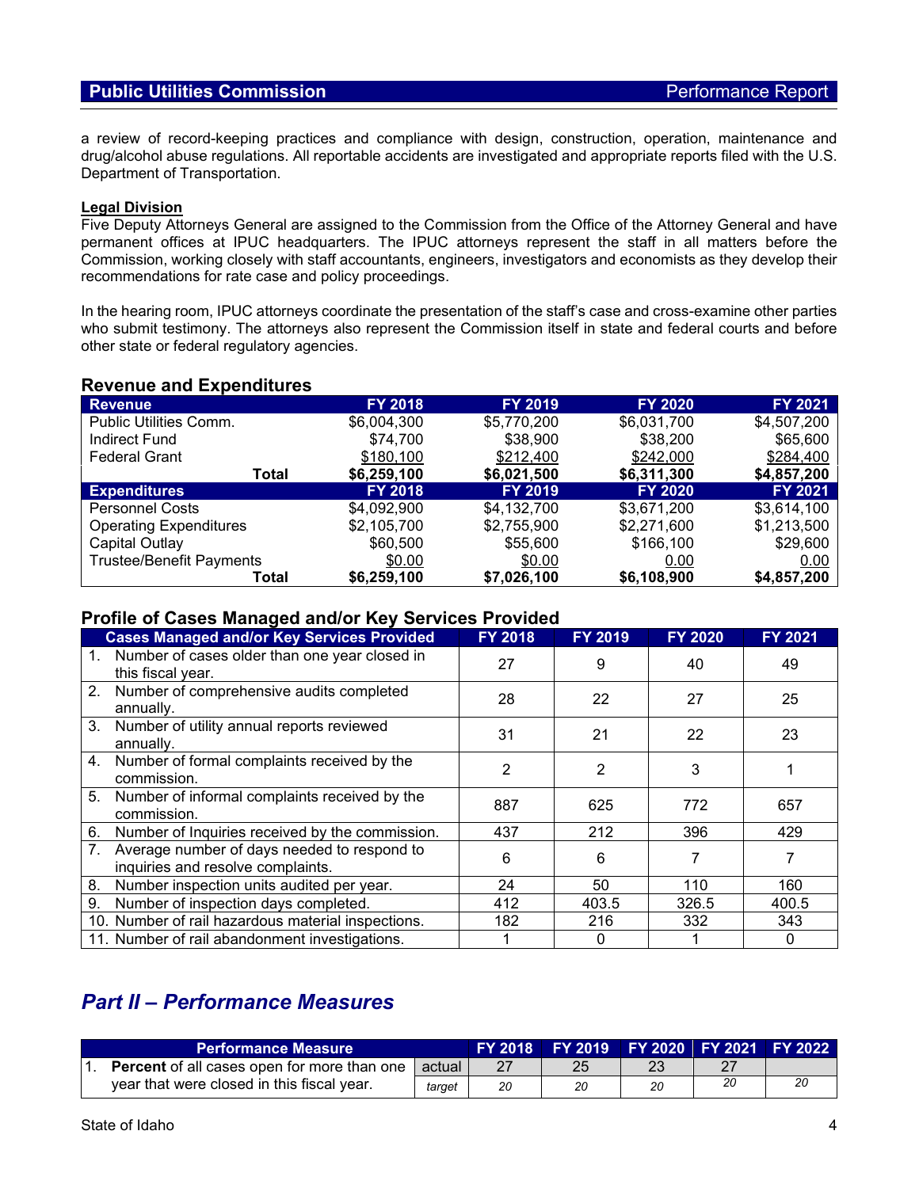a review of record-keeping practices and compliance with design, construction, operation, maintenance and drug/alcohol abuse regulations. All reportable accidents are investigated and appropriate reports filed with the U.S. Department of Transportation.

**Legal Division**

Five Deputy Attorneys General are assigned to the Commission from the Office of the Attorney General and have permanent offices at IPUC headquarters. The IPUC attorneys represent the staff in all matters before the Commission, working closely with staff accountants, engineers, investigators and economists as they develop their recommendations for rate case and policy proceedings.

In the hearing room, IPUC attorneys coordinate the presentation of the staff's case and cross-examine other parties who submit testimony. The attorneys also represent the Commission itself in state and federal courts and before other state or federal regulatory agencies.

## Revenue and Expenditures

| Revenue | FY 2018 | FY 2019 | FY 2020 | FY 2021 |
|---|---|---|---|---|
| Public Utilities Comm. | $6,004,300 | $5,770,200 | $6,031,700 | $4,507,200 |
| Indirect Fund | $74,700 | $38,900 | $38,200 | $65,600 |
| Federal Grant | $180,100 | $212,400 | $242,000 | $284,400 |
| **Total** | **$6,259,100** | **$6,021,500** | **$6,311,300** | **$4,857,200** |
| **Expenditures** | **FY 2018** | **FY 2019** | **FY 2020** | **FY 2021** |
| Personnel Costs | $4,092,900 | $4,132,700 | $3,671,200 | $3,614,100 |
| Operating Expenditures | $2,105,700 | $2,755,900 | $2,271,600 | $1,213,500 |
| Capital Outlay | $60,500 | $55,600 | $166,100 | $29,600 |
| Trustee/Benefit Payments | $0.00 | $0.00 | 0.00 | 0.00 |
| **Total** | **$6,259,100** | **$7,026,100** | **$6,108,900** | **$4,857,200** |

## Profile of Cases Managed and/or Key Services Provided

| Cases Managed and/or Key Services Provided | FY 2018 | FY 2019 | FY 2020 | FY 2021 |
|---|---|---|---|---|
| 1. Number of cases older than one year closed in this fiscal year. | 27 | 9 | 40 | 49 |
| 2. Number of comprehensive audits completed annually. | 28 | 22 | 27 | 25 |
| 3. Number of utility annual reports reviewed annually. | 31 | 21 | 22 | 23 |
| 4. Number of formal complaints received by the commission. | 2 | 2 | 3 | 1 |
| 5. Number of informal complaints received by the commission. | 887 | 625 | 772 | 657 |
| 6. Number of Inquiries received by the commission. | 437 | 212 | 396 | 429 |
| 7. Average number of days needed to respond to inquiries and resolve complaints. | 6 | 6 | 7 | 7 |
| 8. Number inspection units audited per year. | 24 | 50 | 110 | 160 |
| 9. Number of inspection days completed. | 412 | 403.5 | 326.5 | 400.5 |
| 10. Number of rail hazardous material inspections. | 182 | 216 | 332 | 343 |
| 11. Number of rail abandonment investigations. | 1 | 0 | 1 | 0 |

# *Part II – Performance Measures*

| Performance Measure | | FY 2018 | FY 2019 | FY 2020 | FY 2021 | FY 2022 |
|---|---|---|---|---|---|---|
| 1. **Percent** of all cases open for more than one year that were closed in this fiscal year. | actual | 27 | 25 | 23 | 27 | |
| | *target* | *20* | *20* | *20* | *20* | *20* |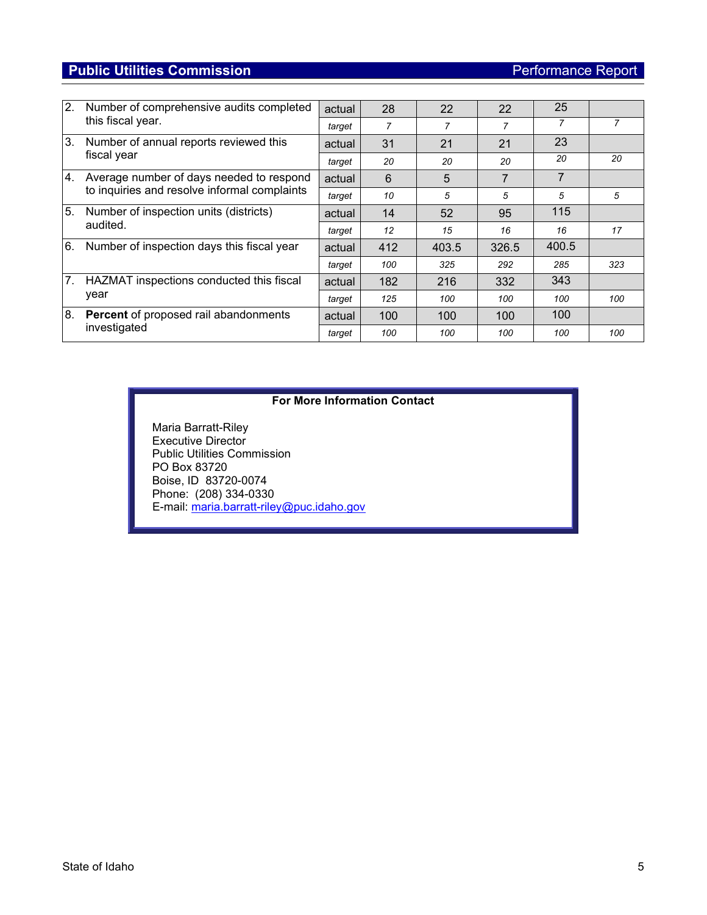| | | | | | | |
|---|---|---|---|---|---|---|
| 2. Number of comprehensive audits completed this fiscal year. | actual | 28 | 22 | 22 | 25 | |
| | *target* | *7* | *7* | *7* | *7* | *7* |
| 3. Number of annual reports reviewed this fiscal year | actual | 31 | 21 | 21 | 23 | |
| | *target* | *20* | *20* | *20* | *20* | *20* |
| 4. Average number of days needed to respond to inquiries and resolve informal complaints | actual | 6 | 5 | 7 | 7 | |
| | *target* | *10* | *5* | *5* | *5* | *5* |
| 5. Number of inspection units (districts) audited. | actual | 14 | 52 | 95 | 115 | |
| | *target* | *12* | *15* | *16* | *16* | *17* |
| 6. Number of inspection days this fiscal year | actual | 412 | 403.5 | 326.5 | 400.5 | |
| | *target* | *100* | *325* | *292* | *285* | *323* |
| 7. HAZMAT inspections conducted this fiscal year | actual | 182 | 216 | 332 | 343 | |
| | *target* | *125* | *100* | *100* | *100* | *100* |
| 8. **Percent** of proposed rail abandonments investigated | actual | 100 | 100 | 100 | 100 | |
| | *target* | *100* | *100* | *100* | *100* | *100* |

**For More Information Contact**

Maria Barratt-Riley
Executive Director
Public Utilities Commission
PO Box 83720
Boise, ID 83720-0074
Phone: (208) 334-0330
E-mail: maria.barratt-riley@puc.idaho.gov